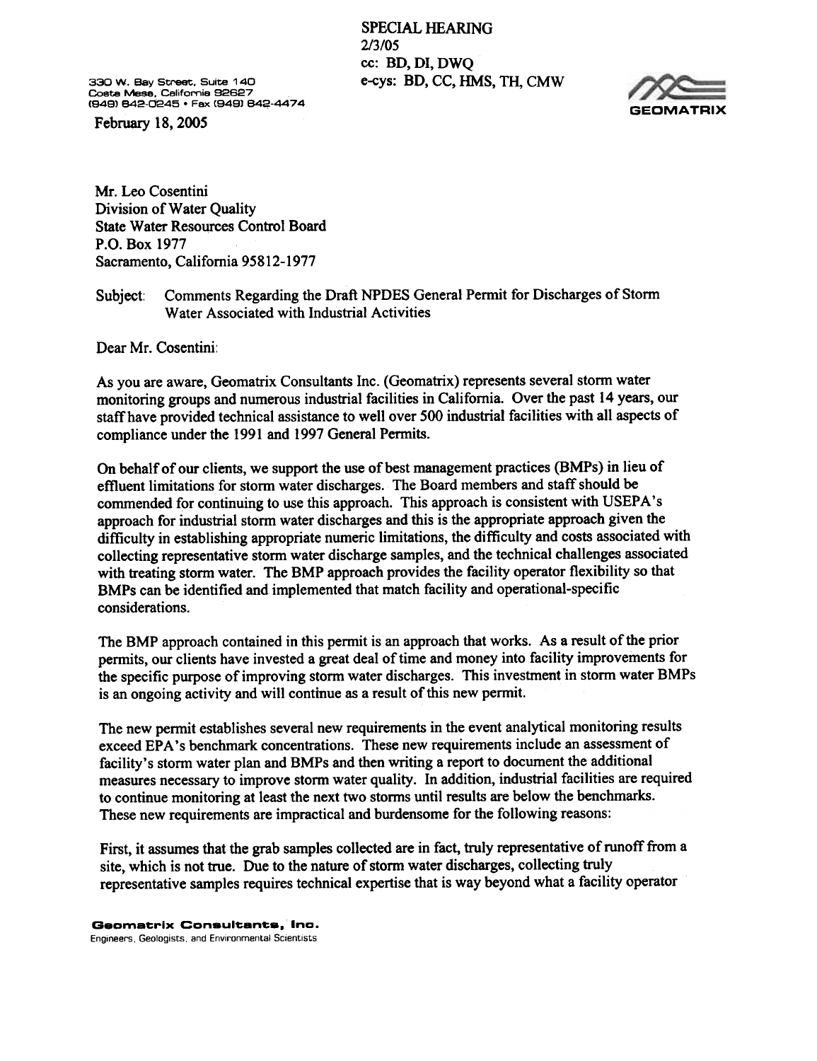SPECIAL HEARING
2/3/05
cc: BD, DI, DWQ
e-cys: BD, CC, HMS, TH, CMW

330 W. Bay Street, Suite 140
Costa Mesa, California 92627
(949) 642-0245 • Fax (949) 642-4474

GEOMATRIX

February 18, 2005

Mr. Leo Cosentini
Division of Water Quality
State Water Resources Control Board
P.O. Box 1977
Sacramento, California 95812-1977

Subject: Comments Regarding the Draft NPDES General Permit for Discharges of Storm Water Associated with Industrial Activities

Dear Mr. Cosentini:

As you are aware, Geomatrix Consultants Inc. (Geomatrix) represents several storm water monitoring groups and numerous industrial facilities in California. Over the past 14 years, our staff have provided technical assistance to well over 500 industrial facilities with all aspects of compliance under the 1991 and 1997 General Permits.

On behalf of our clients, we support the use of best management practices (BMPs) in lieu of effluent limitations for storm water discharges. The Board members and staff should be commended for continuing to use this approach. This approach is consistent with USEPA's approach for industrial storm water discharges and this is the appropriate approach given the difficulty in establishing appropriate numeric limitations, the difficulty and costs associated with collecting representative storm water discharge samples, and the technical challenges associated with treating storm water. The BMP approach provides the facility operator flexibility so that BMPs can be identified and implemented that match facility and operational-specific considerations.

The BMP approach contained in this permit is an approach that works. As a result of the prior permits, our clients have invested a great deal of time and money into facility improvements for the specific purpose of improving storm water discharges. This investment in storm water BMPs is an ongoing activity and will continue as a result of this new permit.

The new permit establishes several new requirements in the event analytical monitoring results exceed EPA's benchmark concentrations. These new requirements include an assessment of facility's storm water plan and BMPs and then writing a report to document the additional measures necessary to improve storm water quality. In addition, industrial facilities are required to continue monitoring at least the next two storms until results are below the benchmarks. These new requirements are impractical and burdensome for the following reasons:

First, it assumes that the grab samples collected are in fact, truly representative of runoff from a site, which is not true. Due to the nature of storm water discharges, collecting truly representative samples requires technical expertise that is way beyond what a facility operator

**Geomatrix Consultants, Inc.**
Engineers, Geologists, and Environmental Scientists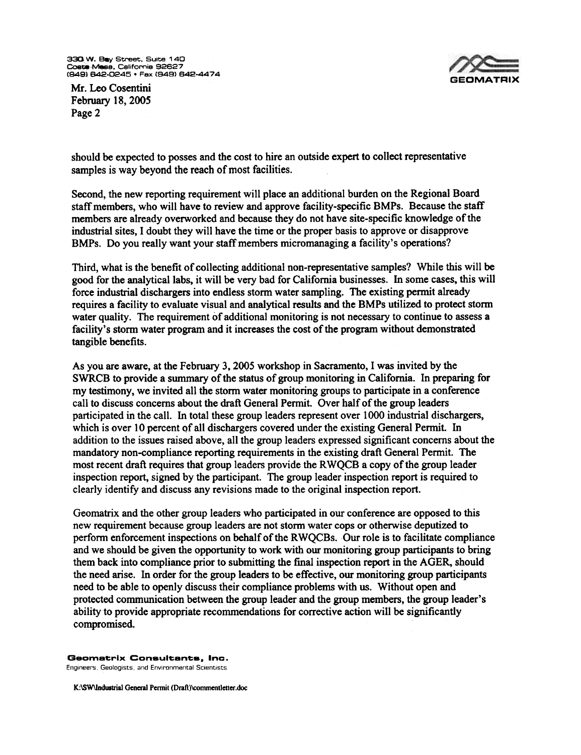should be expected to posses and the cost to hire an outside expert to collect representative samples is way beyond the reach of most facilities.

Second, the new reporting requirement will place an additional burden on the Regional Board staff members, who will have to review and approve facility-specific BMPs. Because the staff members are already overworked and because they do not have site-specific knowledge of the industrial sites, I doubt they will have the time or the proper basis to approve or disapprove BMPs. Do you really want your staff members micromanaging a facility's operations?

Third, what is the benefit of collecting additional non-representative samples? While this will be good for the analytical labs, it will be very bad for California businesses. In some cases, this will force industrial dischargers into endless storm water sampling. The existing permit already requires a facility to evaluate visual and analytical results and the BMPs utilized to protect storm water quality. The requirement of additional monitoring is not necessary to continue to assess a facility's storm water program and it increases the cost of the program without demonstrated tangible benefits.

As you are aware, at the February 3, 2005 workshop in Sacramento, I was invited by the SWRCB to provide a summary of the status of group monitoring in California. In preparing for my testimony, we invited all the storm water monitoring groups to participate in a conference call to discuss concerns about the draft General Permit. Over half of the group leaders participated in the call. In total these group leaders represent over 1000 industrial dischargers, which is over 10 percent of all dischargers covered under the existing General Permit. In addition to the issues raised above, all the group leaders expressed significant concerns about the mandatory non-compliance reporting requirements in the existing draft General Permit. The most recent draft requires that group leaders provide the RWQCB a copy of the group leader inspection report, signed by the participant. The group leader inspection report is required to clearly identify and discuss any revisions made to the original inspection report.

Geomatrix and the other group leaders who participated in our conference are opposed to this new requirement because group leaders are not storm water cops or otherwise deputized to perform enforcement inspections on behalf of the RWQCBs. Our role is to facilitate compliance and we should be given the opportunity to work with our monitoring group participants to bring them back into compliance prior to submitting the final inspection report in the AGER, should the need arise. In order for the group leaders to be effective, our monitoring group participants need to be able to openly discuss their compliance problems with us. Without open and protected communication between the group leader and the group members, the group leader's ability to provide appropriate recommendations for corrective action will be significantly compromised.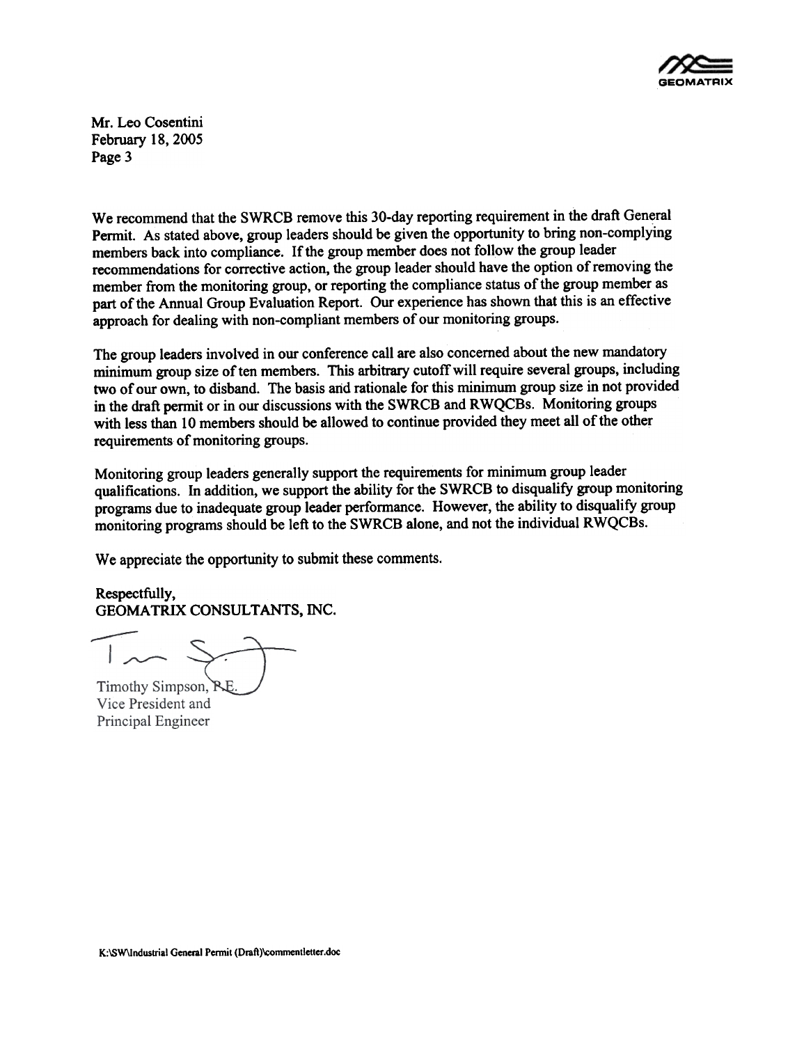Mr. Leo Cosentini
February 18, 2005
Page 3

We recommend that the SWRCB remove this 30-day reporting requirement in the draft General Permit. As stated above, group leaders should be given the opportunity to bring non-complying members back into compliance. If the group member does not follow the group leader recommendations for corrective action, the group leader should have the option of removing the member from the monitoring group, or reporting the compliance status of the group member as part of the Annual Group Evaluation Report. Our experience has shown that this is an effective approach for dealing with non-compliant members of our monitoring groups.

The group leaders involved in our conference call are also concerned about the new mandatory minimum group size of ten members. This arbitrary cutoff will require several groups, including two of our own, to disband. The basis and rationale for this minimum group size in not provided in the draft permit or in our discussions with the SWRCB and RWQCBs. Monitoring groups with less than 10 members should be allowed to continue provided they meet all of the other requirements of monitoring groups.

Monitoring group leaders generally support the requirements for minimum group leader qualifications. In addition, we support the ability for the SWRCB to disqualify group monitoring programs due to inadequate group leader performance. However, the ability to disqualify group monitoring programs should be left to the SWRCB alone, and not the individual RWQCBs.

We appreciate the opportunity to submit these comments.

Respectfully,
GEOMATRIX CONSULTANTS, INC.

Timothy Simpson, P.E.
Vice President and
Principal Engineer

K:\SW\Industrial General Permit (Draft)\commentletter.doc